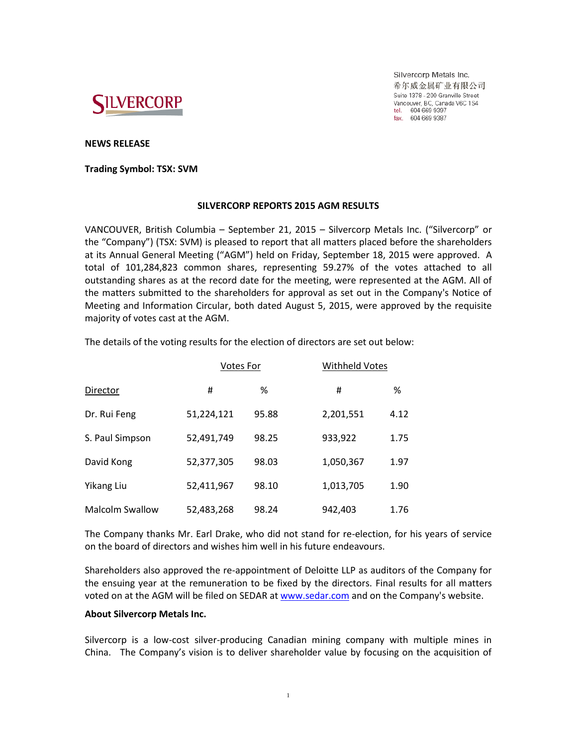SILVERCORP

Silvercorp Metals Inc.
希尔威金属矿业有限公司
Suite 1378 - 200 Granville Street
Vancouver, BC, Canada V6C 1S4
tel. 604 669 9397
fax. 604 669 9387

**NEWS RELEASE**

**Trading Symbol: TSX: SVM**

## SILVERCORP REPORTS 2015 AGM RESULTS

VANCOUVER, British Columbia – September 21, 2015 – Silvercorp Metals Inc. ("Silvercorp" or the "Company") (TSX: SVM) is pleased to report that all matters placed before the shareholders at its Annual General Meeting ("AGM") held on Friday, September 18, 2015 were approved. A total of 101,284,823 common shares, representing 59.27% of the votes attached to all outstanding shares as at the record date for the meeting, were represented at the AGM. All of the matters submitted to the shareholders for approval as set out in the Company's Notice of Meeting and Information Circular, both dated August 5, 2015, were approved by the requisite majority of votes cast at the AGM.

The details of the voting results for the election of directors are set out below:

| | Votes For | | Withheld Votes | |
|---|---|---|---|---|
| Director | # | % | # | % |
| Dr. Rui Feng | 51,224,121 | 95.88 | 2,201,551 | 4.12 |
| S. Paul Simpson | 52,491,749 | 98.25 | 933,922 | 1.75 |
| David Kong | 52,377,305 | 98.03 | 1,050,367 | 1.97 |
| Yikang Liu | 52,411,967 | 98.10 | 1,013,705 | 1.90 |
| Malcolm Swallow | 52,483,268 | 98.24 | 942,403 | 1.76 |

The Company thanks Mr. Earl Drake, who did not stand for re-election, for his years of service on the board of directors and wishes him well in his future endeavours.

Shareholders also approved the re-appointment of Deloitte LLP as auditors of the Company for the ensuing year at the remuneration to be fixed by the directors. Final results for all matters voted on at the AGM will be filed on SEDAR at www.sedar.com and on the Company's website.

**About Silvercorp Metals Inc.**

Silvercorp is a low-cost silver-producing Canadian mining company with multiple mines in China. The Company's vision is to deliver shareholder value by focusing on the acquisition of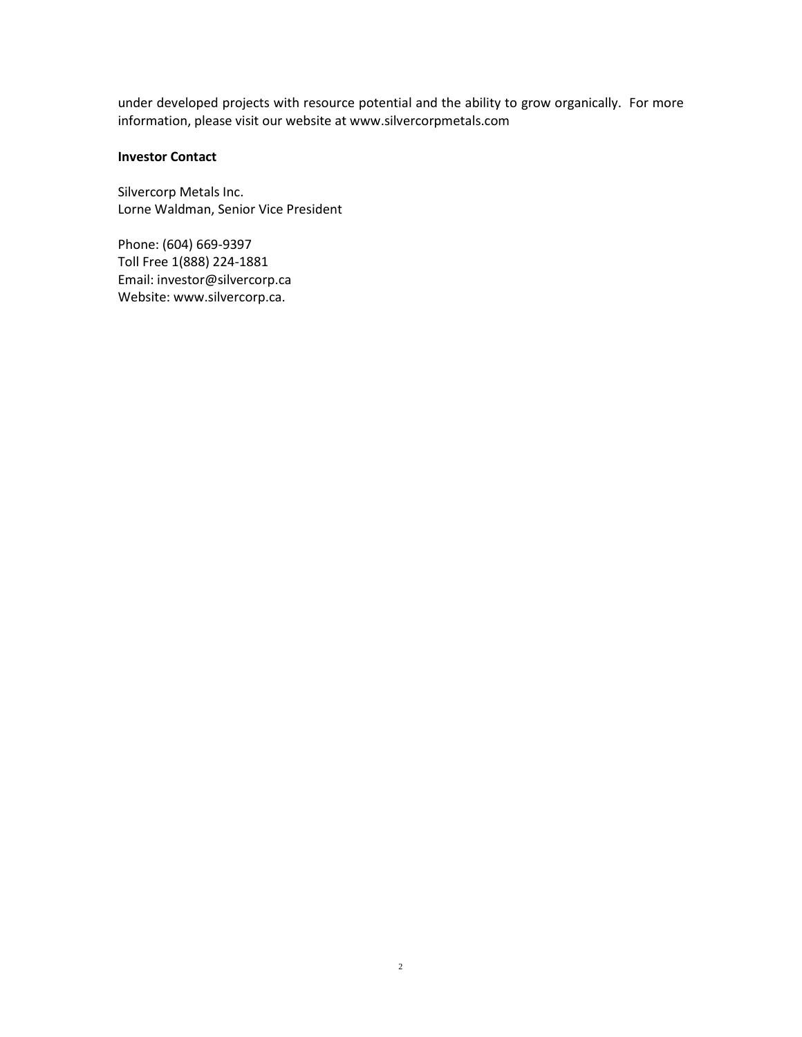under developed projects with resource potential and the ability to grow organically. For more information, please visit our website at www.silvercorpmetals.com

**Investor Contact**

Silvercorp Metals Inc.
Lorne Waldman, Senior Vice President

Phone: (604) 669-9397
Toll Free 1(888) 224-1881
Email: investor@silvercorp.ca
Website: www.silvercorp.ca.